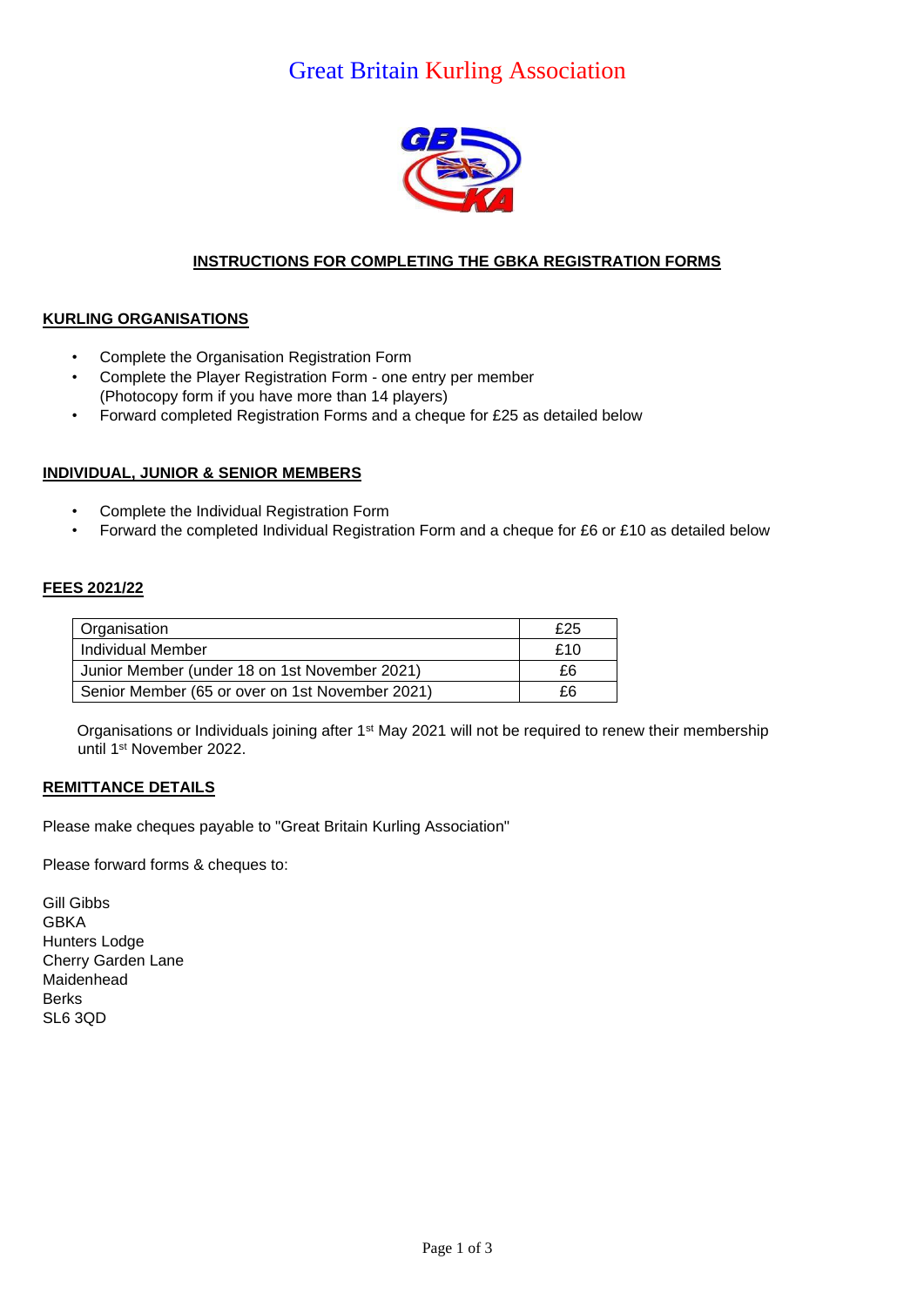# Great Britain Kurling Association

## INSTRUCTIONS FOR COMPLETING THE GBKA REGISTRATION FORMS

### KURLING ORGANISATIONS

- Complete the Organisation Registration Form
- Complete the Player Registration Form - one entry per member (Photocopy form if you have more than 14 players)
- Forward completed Registration Forms and a cheque for £25 as detailed below

### INDIVIDUAL, JUNIOR & SENIOR MEMBERS

- Complete the Individual Registration Form
- Forward the completed Individual Registration Form and a cheque for £6 or £10 as detailed below

### FEES 2021/22

| Organisation | £25 |
|---|---|
| Individual Member | £10 |
| Junior Member (under 18 on 1st November 2021) | £6 |
| Senior Member (65 or over on 1st November 2021) | £6 |

Organisations or Individuals joining after 1st May 2021 will not be required to renew their membership until 1st November 2022.

### REMITTANCE DETAILS

Please make cheques payable to "Great Britain Kurling Association"

Please forward forms & cheques to:

Gill Gibbs
GBKA
Hunters Lodge
Cherry Garden Lane
Maidenhead
Berks
SL6 3QD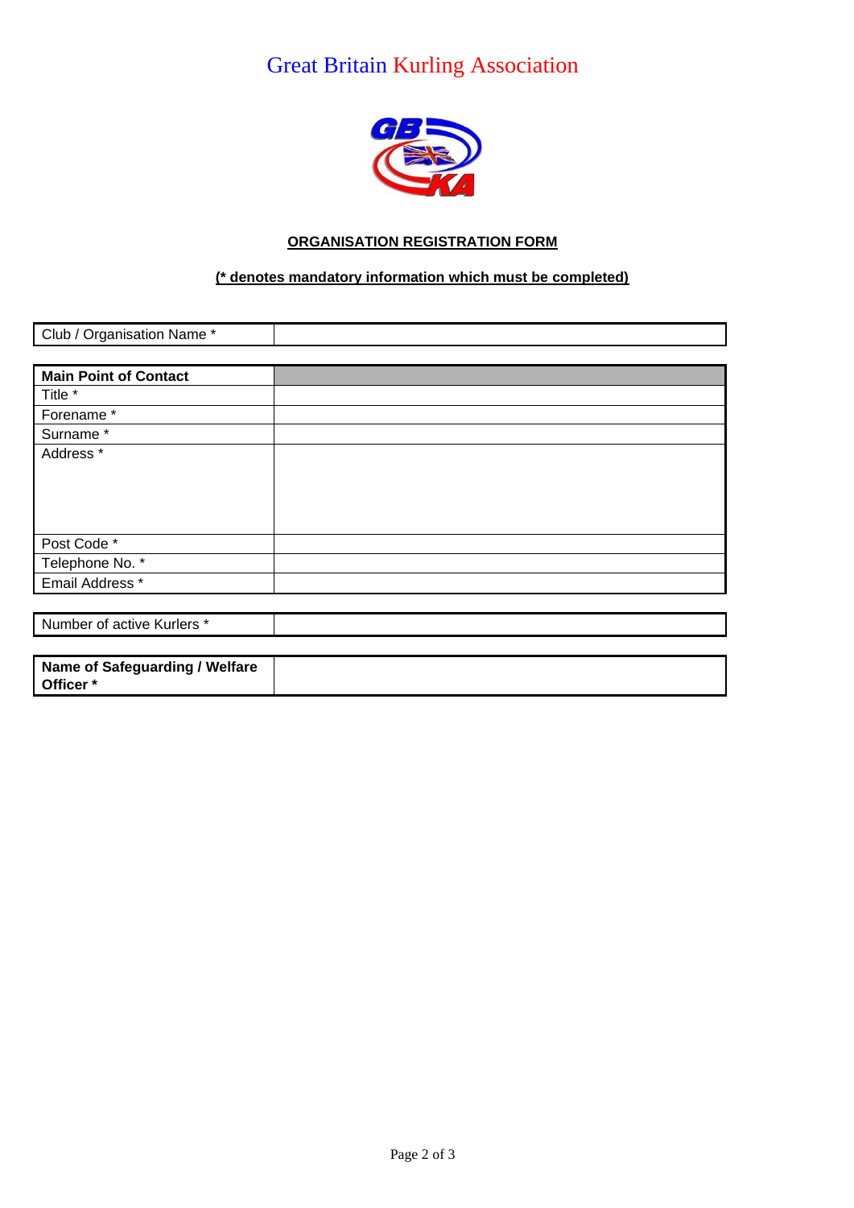# Great Britain Kurling Association

**ORGANISATION REGISTRATION FORM**

**(* denotes mandatory information which must be completed)**

| Club / Organisation Name * | |
|---|---|

| **Main Point of Contact** | |
|---|---|
| Title * | |
| Forename * | |
| Surname * | |
| Address * | |
| Post Code * | |
| Telephone No. * | |
| Email Address * | |

| Number of active Kurlers * | |
|---|---|

| **Name of Safeguarding / Welfare Officer *** | |
|---|---|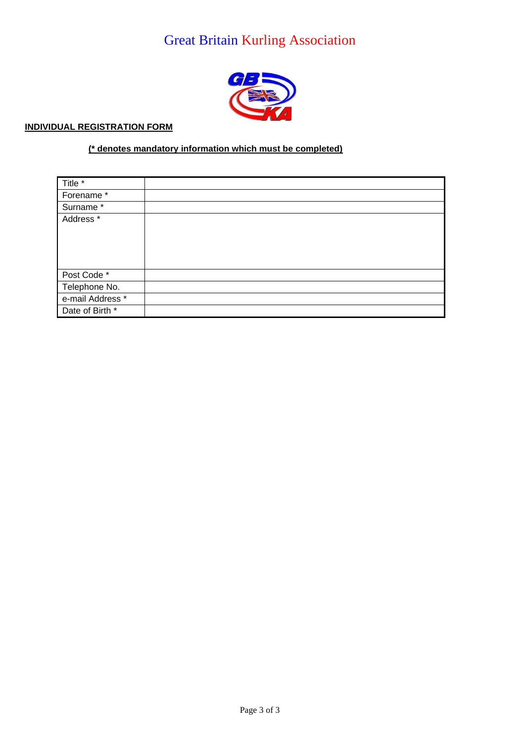# Great Britain Kurling Association

**INDIVIDUAL REGISTRATION FORM**

**(* denotes mandatory information which must be completed)**

| | |
|---|---|
| Title * | |
| Forename * | |
| Surname * | |
| Address * | |
| Post Code * | |
| Telephone No. | |
| e-mail Address * | |
| Date of Birth * | |